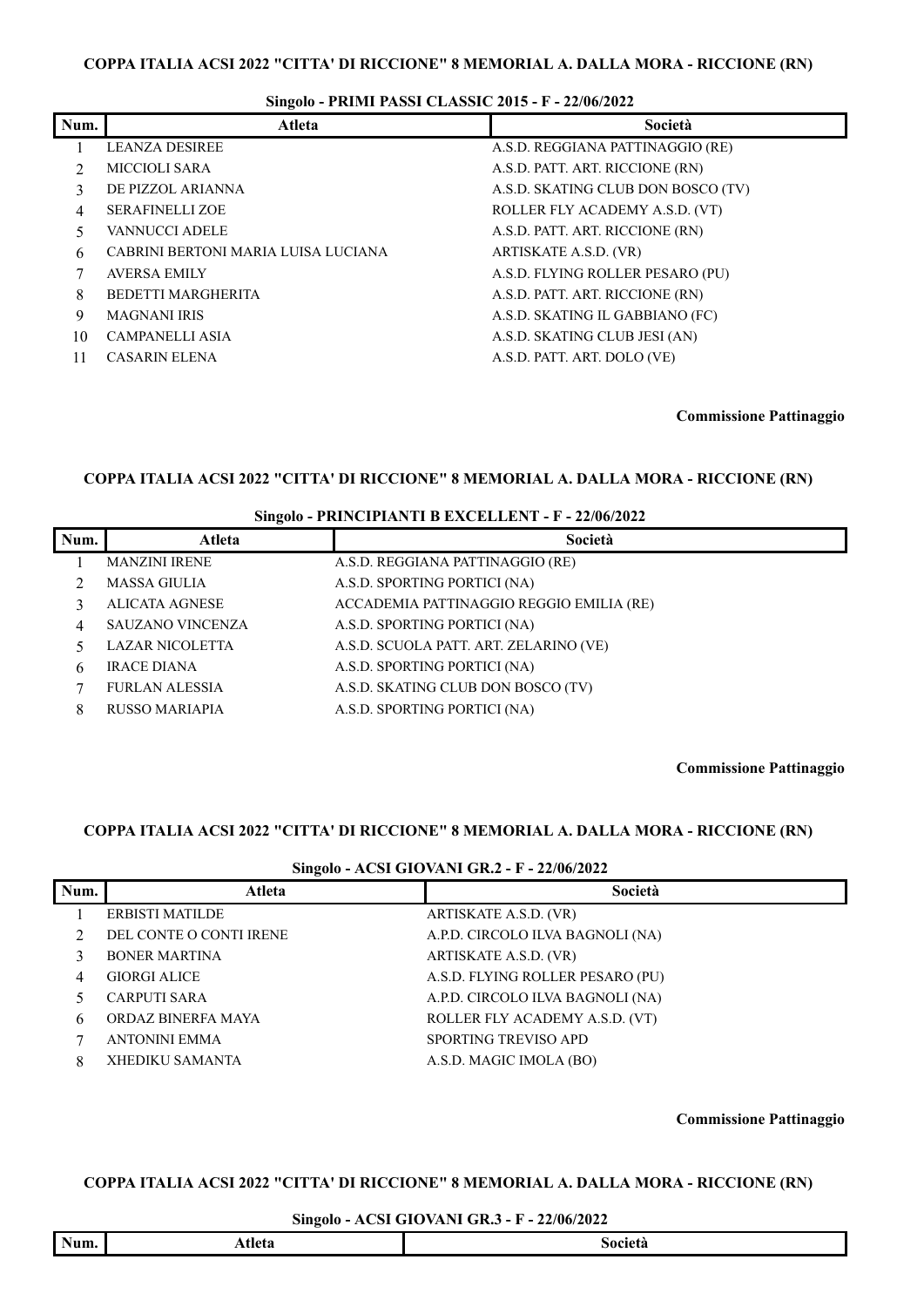**COPPA ITALIA ACSI 2022 "CITTA' DI RICCIONE" 8 MEMORIAL A. DALLA MORA - RICCIONE (RN)**

**Singolo - PRIMI PASSI CLASSIC 2015 - F - 22/06/2022**

| Num. | Atleta | Società |
|---|---|---|
| 1 | LEANZA DESIREE | A.S.D. REGGIANA PATTINAGGIO (RE) |
| 2 | MICCIOLI SARA | A.S.D. PATT. ART. RICCIONE (RN) |
| 3 | DE PIZZOL ARIANNA | A.S.D. SKATING CLUB DON BOSCO (TV) |
| 4 | SERAFINELLI ZOE | ROLLER FLY ACADEMY A.S.D. (VT) |
| 5 | VANNUCCI ADELE | A.S.D. PATT. ART. RICCIONE (RN) |
| 6 | CABRINI BERTONI MARIA LUISA LUCIANA | ARTISKATE A.S.D. (VR) |
| 7 | AVERSA EMILY | A.S.D. FLYING ROLLER PESARO (PU) |
| 8 | BEDETTI MARGHERITA | A.S.D. PATT. ART. RICCIONE (RN) |
| 9 | MAGNANI IRIS | A.S.D. SKATING IL GABBIANO (FC) |
| 10 | CAMPANELLI ASIA | A.S.D. SKATING CLUB JESI (AN) |
| 11 | CASARIN ELENA | A.S.D. PATT. ART. DOLO (VE) |

**Commissione Pattinaggio**

**COPPA ITALIA ACSI 2022 "CITTA' DI RICCIONE" 8 MEMORIAL A. DALLA MORA - RICCIONE (RN)**

**Singolo - PRINCIPIANTI B EXCELLENT - F - 22/06/2022**

| Num. | Atleta | Società |
|---|---|---|
| 1 | MANZINI IRENE | A.S.D. REGGIANA PATTINAGGIO (RE) |
| 2 | MASSA GIULIA | A.S.D. SPORTING PORTICI (NA) |
| 3 | ALICATA AGNESE | ACCADEMIA PATTINAGGIO REGGIO EMILIA (RE) |
| 4 | SAUZANO VINCENZA | A.S.D. SPORTING PORTICI (NA) |
| 5 | LAZAR NICOLETTA | A.S.D. SCUOLA PATT. ART. ZELARINO (VE) |
| 6 | IRACE DIANA | A.S.D. SPORTING PORTICI (NA) |
| 7 | FURLAN ALESSIA | A.S.D. SKATING CLUB DON BOSCO (TV) |
| 8 | RUSSO MARIAPIA | A.S.D. SPORTING PORTICI (NA) |

**Commissione Pattinaggio**

**COPPA ITALIA ACSI 2022 "CITTA' DI RICCIONE" 8 MEMORIAL A. DALLA MORA - RICCIONE (RN)**

**Singolo - ACSI GIOVANI GR.2 - F - 22/06/2022**

| Num. | Atleta | Società |
|---|---|---|
| 1 | ERBISTI MATILDE | ARTISKATE A.S.D. (VR) |
| 2 | DEL CONTE O CONTI IRENE | A.P.D. CIRCOLO ILVA BAGNOLI (NA) |
| 3 | BONER MARTINA | ARTISKATE A.S.D. (VR) |
| 4 | GIORGI ALICE | A.S.D. FLYING ROLLER PESARO (PU) |
| 5 | CARPUTI SARA | A.P.D. CIRCOLO ILVA BAGNOLI (NA) |
| 6 | ORDAZ BINERFA MAYA | ROLLER FLY ACADEMY A.S.D. (VT) |
| 7 | ANTONINI EMMA | SPORTING TREVISO APD |
| 8 | XHEDIKU SAMANTA | A.S.D. MAGIC IMOLA (BO) |

**Commissione Pattinaggio**

**COPPA ITALIA ACSI 2022 "CITTA' DI RICCIONE" 8 MEMORIAL A. DALLA MORA - RICCIONE (RN)**

**Singolo - ACSI GIOVANI GR.3 - F - 22/06/2022**

| Num. | Atleta | Società |
|---|---|---|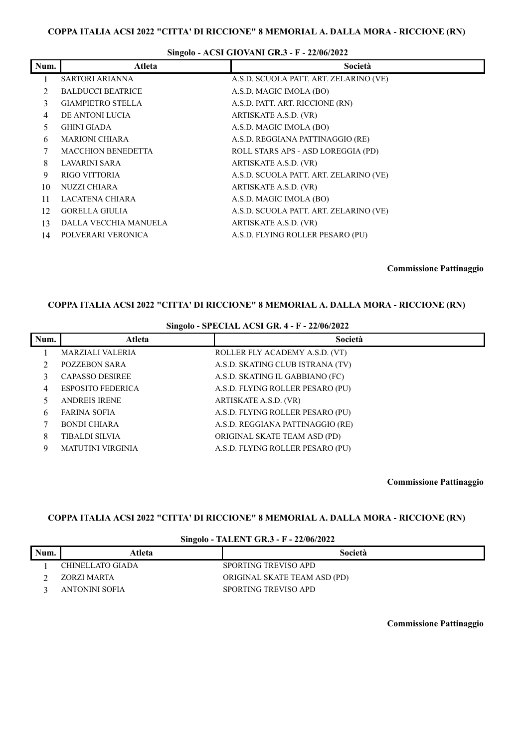**COPPA ITALIA ACSI 2022 "CITTA' DI RICCIONE" 8 MEMORIAL A. DALLA MORA - RICCIONE (RN)**

**Singolo - ACSI GIOVANI GR.3 - F - 22/06/2022**

| Num. | Atleta | Società |
| --- | --- | --- |
| 1 | SARTORI ARIANNA | A.S.D. SCUOLA PATT. ART. ZELARINO (VE) |
| 2 | BALDUCCI BEATRICE | A.S.D. MAGIC IMOLA (BO) |
| 3 | GIAMPIETRO STELLA | A.S.D. PATT. ART. RICCIONE (RN) |
| 4 | DE ANTONI LUCIA | ARTISKATE A.S.D. (VR) |
| 5 | GHINI GIADA | A.S.D. MAGIC IMOLA (BO) |
| 6 | MARIONI CHIARA | A.S.D. REGGIANA PATTINAGGIO (RE) |
| 7 | MACCHION BENEDETTA | ROLL STARS APS - ASD LOREGGIA (PD) |
| 8 | LAVARINI SARA | ARTISKATE A.S.D. (VR) |
| 9 | RIGO VITTORIA | A.S.D. SCUOLA PATT. ART. ZELARINO (VE) |
| 10 | NUZZI CHIARA | ARTISKATE A.S.D. (VR) |
| 11 | LACATENA CHIARA | A.S.D. MAGIC IMOLA (BO) |
| 12 | GORELLA GIULIA | A.S.D. SCUOLA PATT. ART. ZELARINO (VE) |
| 13 | DALLA VECCHIA MANUELA | ARTISKATE A.S.D. (VR) |
| 14 | POLVERARI VERONICA | A.S.D. FLYING ROLLER PESARO (PU) |

**Commissione Pattinaggio**

**COPPA ITALIA ACSI 2022 "CITTA' DI RICCIONE" 8 MEMORIAL A. DALLA MORA - RICCIONE (RN)**

**Singolo - SPECIAL ACSI GR. 4 - F - 22/06/2022**

| Num. | Atleta | Società |
| --- | --- | --- |
| 1 | MARZIALI VALERIA | ROLLER FLY ACADEMY A.S.D. (VT) |
| 2 | POZZEBON SARA | A.S.D. SKATING CLUB ISTRANA (TV) |
| 3 | CAPASSO DESIREE | A.S.D. SKATING IL GABBIANO (FC) |
| 4 | ESPOSITO FEDERICA | A.S.D. FLYING ROLLER PESARO (PU) |
| 5 | ANDREIS IRENE | ARTISKATE A.S.D. (VR) |
| 6 | FARINA SOFIA | A.S.D. FLYING ROLLER PESARO (PU) |
| 7 | BONDI CHIARA | A.S.D. REGGIANA PATTINAGGIO (RE) |
| 8 | TIBALDI SILVIA | ORIGINAL SKATE TEAM ASD (PD) |
| 9 | MATUTINI VIRGINIA | A.S.D. FLYING ROLLER PESARO (PU) |

**Commissione Pattinaggio**

**COPPA ITALIA ACSI 2022 "CITTA' DI RICCIONE" 8 MEMORIAL A. DALLA MORA - RICCIONE (RN)**

**Singolo - TALENT GR.3 - F - 22/06/2022**

| Num. | Atleta | Società |
| --- | --- | --- |
| 1 | CHINELLATO GIADA | SPORTING TREVISO APD |
| 2 | ZORZI MARTA | ORIGINAL SKATE TEAM ASD (PD) |
| 3 | ANTONINI SOFIA | SPORTING TREVISO APD |

**Commissione Pattinaggio**